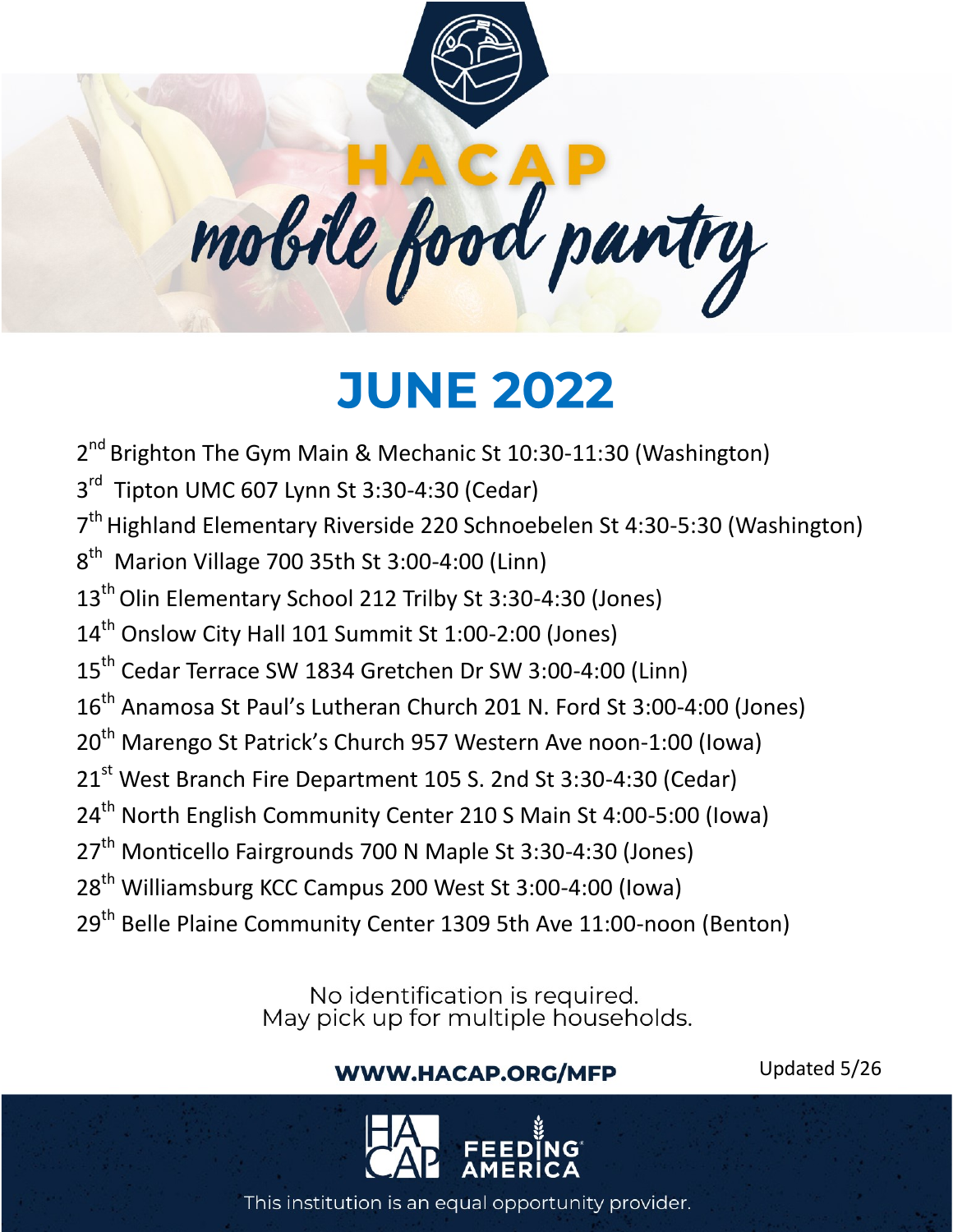# HACAP

## mobile food pantry

# JUNE 2022

2nd Brighton The Gym Main & Mechanic St 10:30-11:30 (Washington)

3rd Tipton UMC 607 Lynn St 3:30-4:30 (Cedar)

7th Highland Elementary Riverside 220 Schnoebelen St 4:30-5:30 (Washington)

8th Marion Village 700 35th St 3:00-4:00 (Linn)

13th Olin Elementary School 212 Trilby St 3:30-4:30 (Jones)

14th Onslow City Hall 101 Summit St 1:00-2:00 (Jones)

15th Cedar Terrace SW 1834 Gretchen Dr SW 3:00-4:00 (Linn)

16th Anamosa St Paul's Lutheran Church 201 N. Ford St 3:00-4:00 (Jones)

20th Marengo St Patrick's Church 957 Western Ave noon-1:00 (Iowa)

21st West Branch Fire Department 105 S. 2nd St 3:30-4:30 (Cedar)

24th North English Community Center 210 S Main St 4:00-5:00 (Iowa)

27th Monticello Fairgrounds 700 N Maple St 3:30-4:30 (Jones)

28th Williamsburg KCC Campus 200 West St 3:00-4:00 (Iowa)

29th Belle Plaine Community Center 1309 5th Ave 11:00-noon (Benton)

No identification is required.
May pick up for multiple households.

**WWW.HACAP.ORG/MFP**

Updated 5/26

HACAP FEEDING AMERICA

This institution is an equal opportunity provider.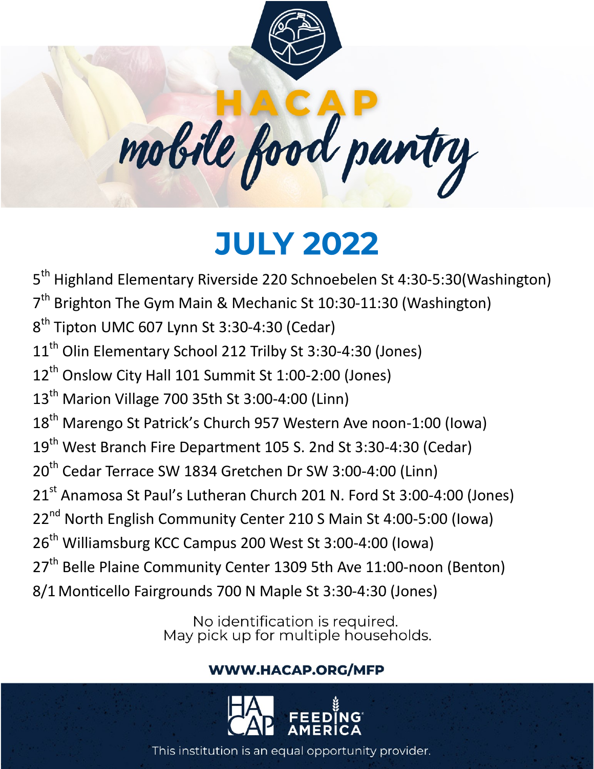# HACAP

## mobile food pantry

## JULY 2022

5th Highland Elementary Riverside 220 Schnoebelen St 4:30-5:30(Washington)

7th Brighton The Gym Main & Mechanic St 10:30-11:30 (Washington)

8th Tipton UMC 607 Lynn St 3:30-4:30 (Cedar)

11th Olin Elementary School 212 Trilby St 3:30-4:30 (Jones)

12th Onslow City Hall 101 Summit St 1:00-2:00 (Jones)

13th Marion Village 700 35th St 3:00-4:00 (Linn)

18th Marengo St Patrick's Church 957 Western Ave noon-1:00 (Iowa)

19th West Branch Fire Department 105 S. 2nd St 3:30-4:30 (Cedar)

20th Cedar Terrace SW 1834 Gretchen Dr SW 3:00-4:00 (Linn)

21st Anamosa St Paul's Lutheran Church 201 N. Ford St 3:00-4:00 (Jones)

22nd North English Community Center 210 S Main St 4:00-5:00 (Iowa)

26th Williamsburg KCC Campus 200 West St 3:00-4:00 (Iowa)

27th Belle Plaine Community Center 1309 5th Ave 11:00-noon (Benton)

8/1 Monticello Fairgrounds 700 N Maple St 3:30-4:30 (Jones)

No identification is required.
May pick up for multiple households.

**WWW.HACAP.ORG/MFP**

HACAP FEEDING AMERICA

This institution is an equal opportunity provider.